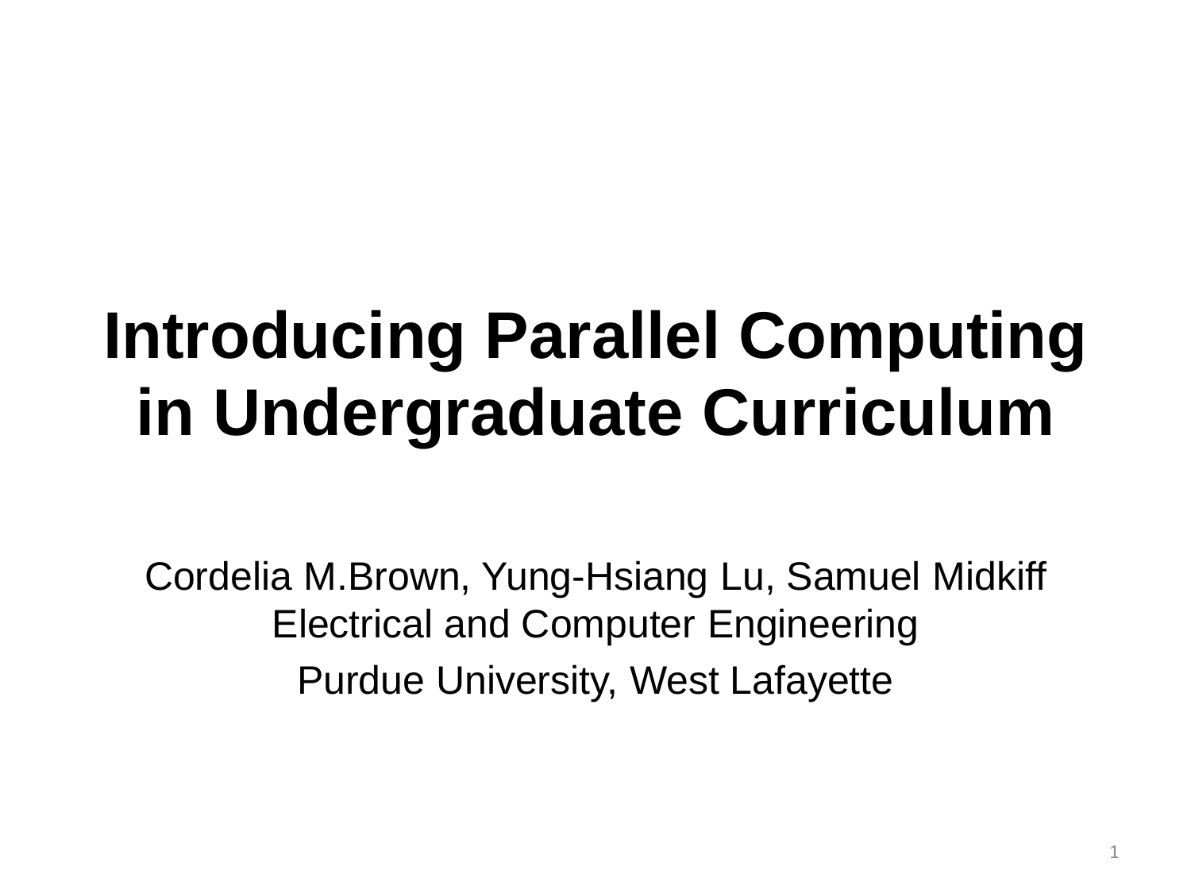# Introducing Parallel Computing in Undergraduate Curriculum

Cordelia M.Brown, Yung-Hsiang Lu, Samuel Midkiff
Electrical and Computer Engineering

Purdue University, West Lafayette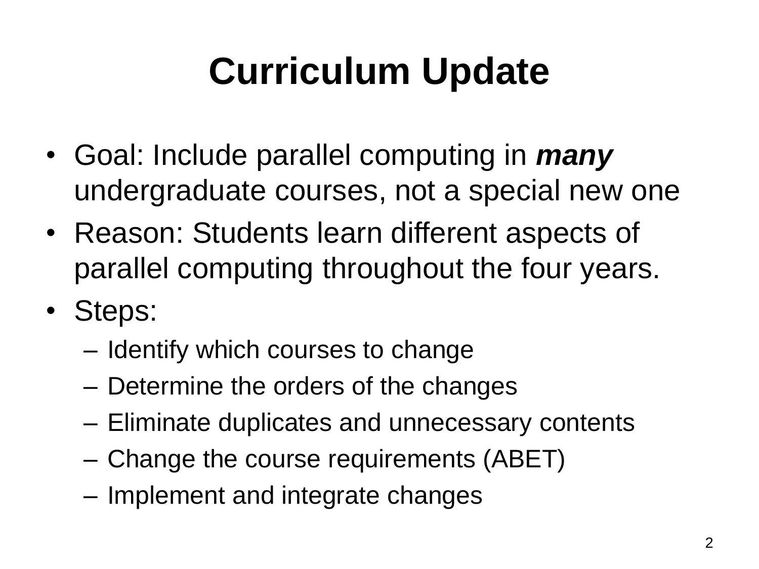# Curriculum Update

- Goal: Include parallel computing in ***many*** undergraduate courses, not a special new one
- Reason: Students learn different aspects of parallel computing throughout the four years.
- Steps:
  - Identify which courses to change
  - Determine the orders of the changes
  - Eliminate duplicates and unnecessary contents
  - Change the course requirements (ABET)
  - Implement and integrate changes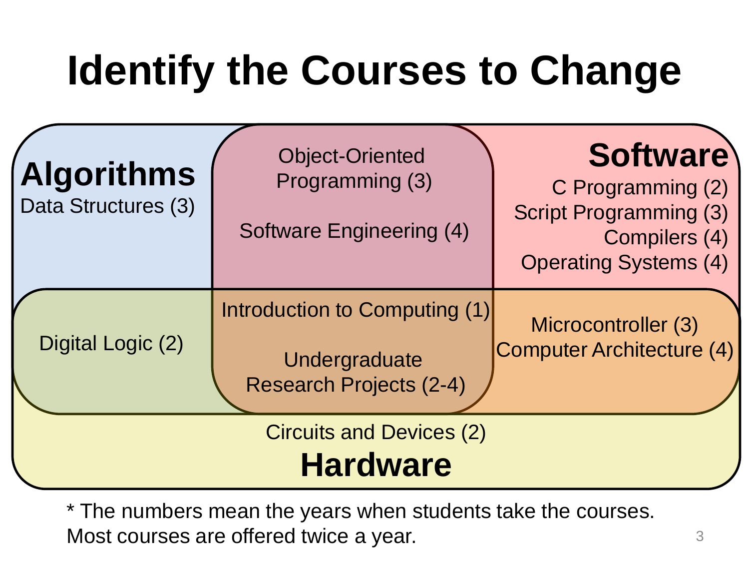# Identify the Courses to Change

**Algorithms**

Data Structures (3)

Object-Oriented Programming (3)

Software Engineering (4)

**Software**

C Programming (2)

Script Programming (3)

Compilers (4)

Operating Systems (4)

Digital Logic (2)

Introduction to Computing (1)

Undergraduate Research Projects (2-4)

Microcontroller (3)

Computer Architecture (4)

Circuits and Devices (2)

**Hardware**

* The numbers mean the years when students take the courses. Most courses are offered twice a year.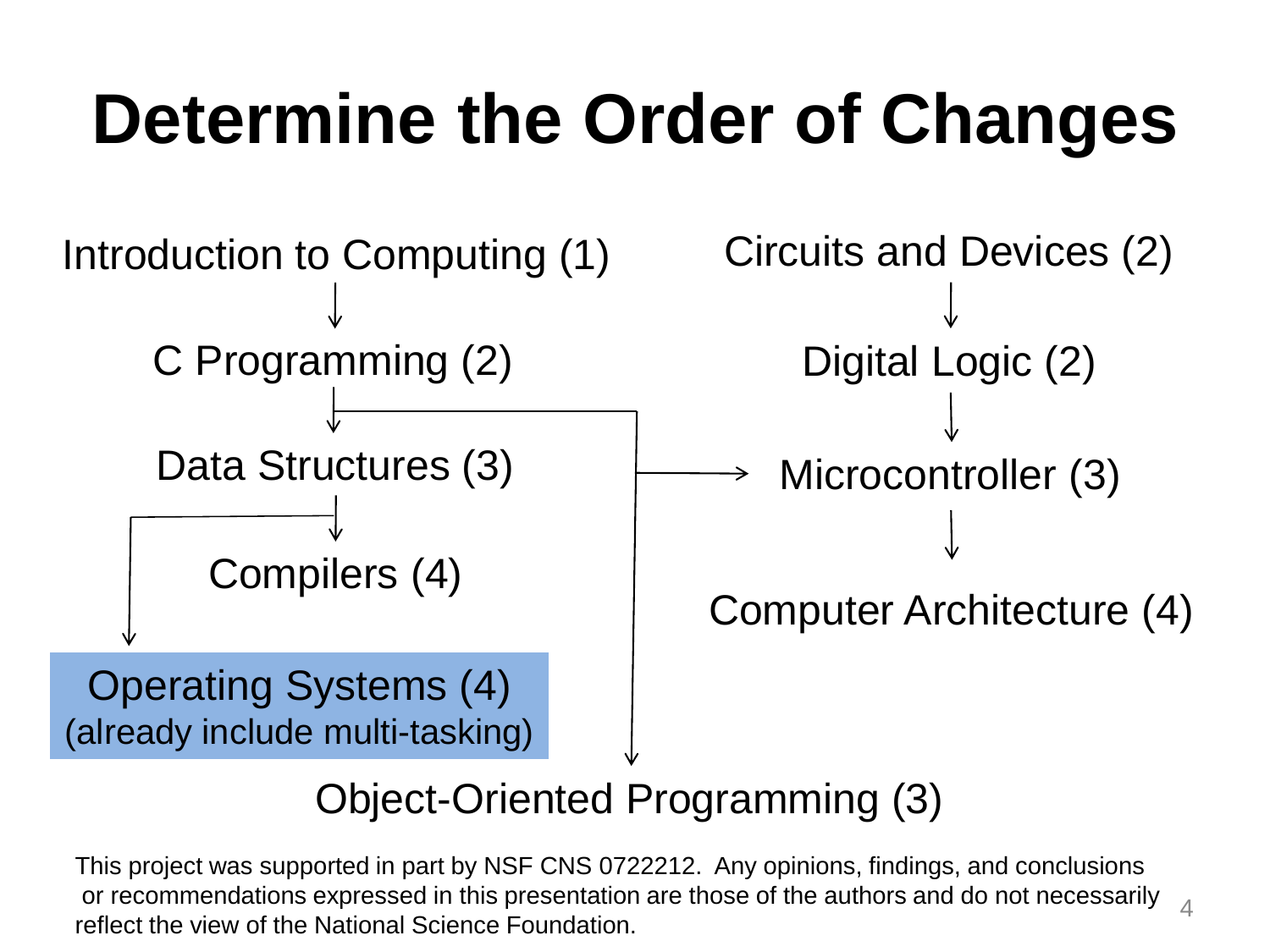# Determine the Order of Changes

Introduction to Computing (1)

C Programming (2)

Data Structures (3)

Compilers (4)

Operating Systems (4)
(already include multi-tasking)

Circuits and Devices (2)

Digital Logic (2)

Microcontroller (3)

Computer Architecture (4)

Object-Oriented Programming (3)

This project was supported in part by NSF CNS 0722212. Any opinions, findings, and conclusions or recommendations expressed in this presentation are those of the authors and do not necessarily reflect the view of the National Science Foundation.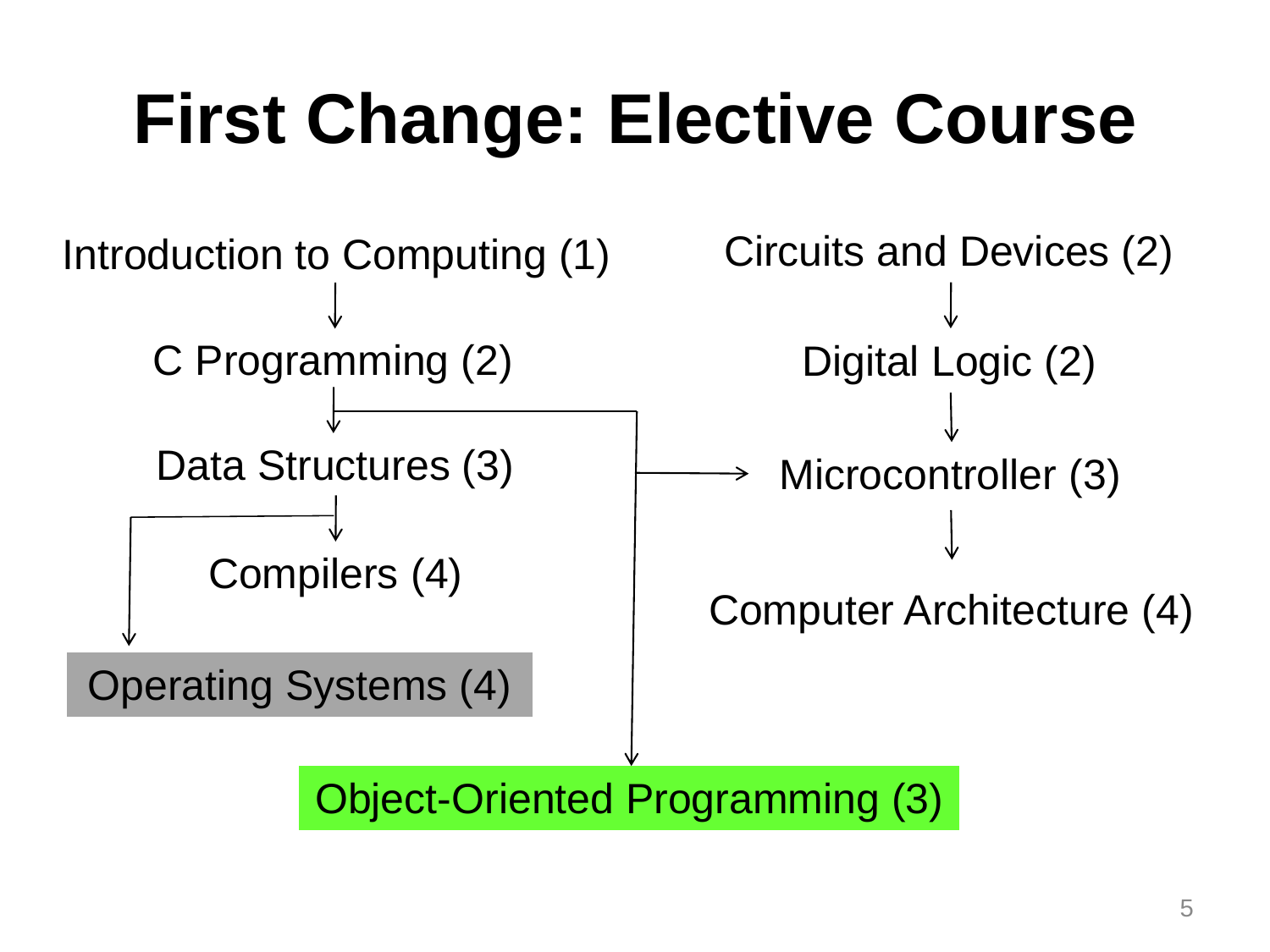# First Change: Elective Course

Introduction to Computing (1)
↓
C Programming (2)
↓
Data Structures (3)
↓
Compilers (4)

Operating Systems (4)

Circuits and Devices (2)
↓
Digital Logic (2)
↓
Microcontroller (3)
↓
Computer Architecture (4)

Object-Oriented Programming (3)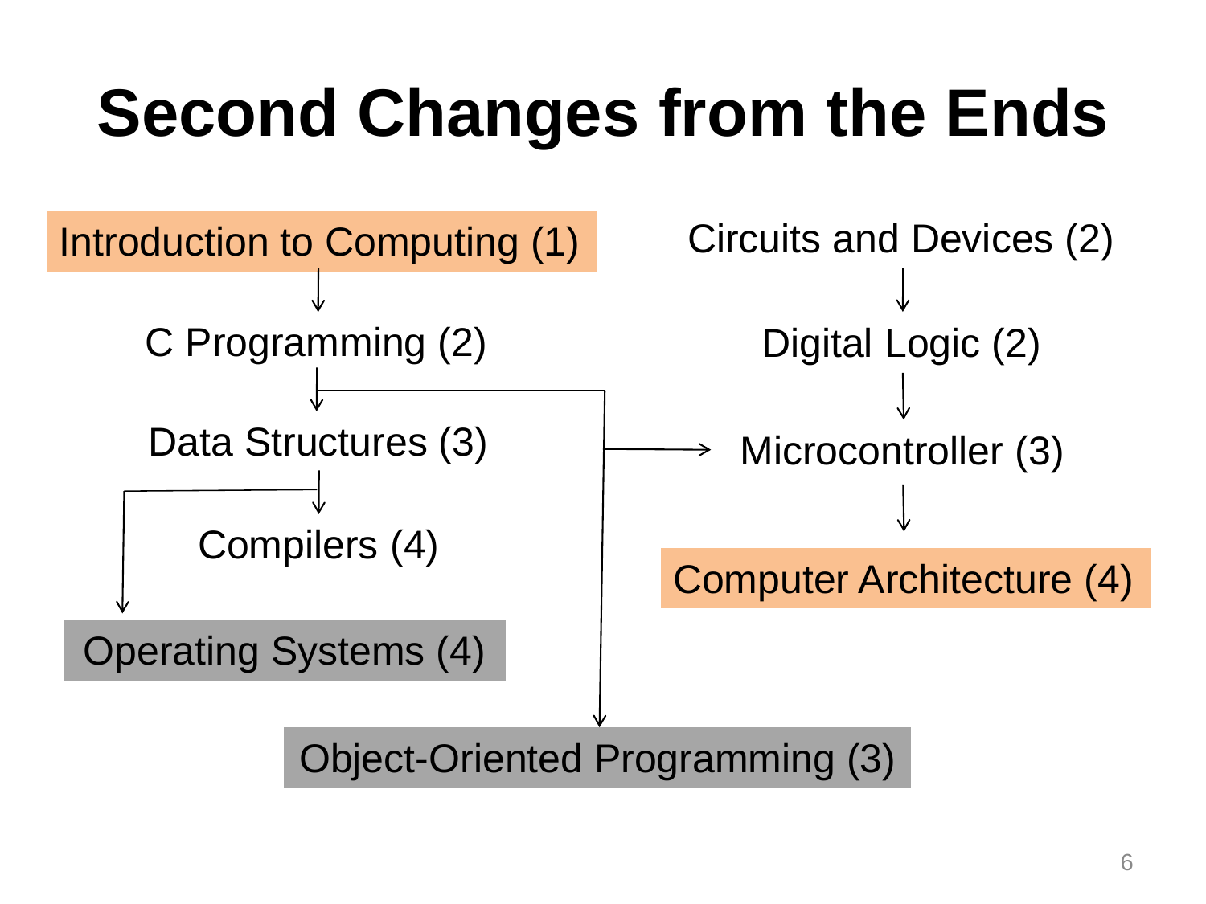# Second Changes from the Ends

- Introduction to Computing (1)
  - → C Programming (2)
    - → Data Structures (3)
      - → Compilers (4)
      - → Operating Systems (4)
    - → Microcontroller (3)
    - → Object-Oriented Programming (3)
- Circuits and Devices (2)
  - → Digital Logic (2)
    - → Microcontroller (3)
      - → Computer Architecture (4)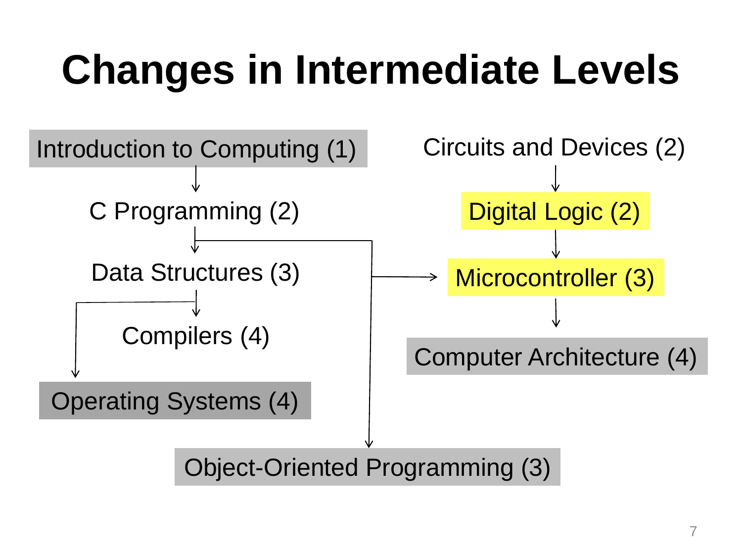# Changes in Intermediate Levels

- Introduction to Computing (1)
- C Programming (2)
- Data Structures (3)
- Compilers (4)
- Operating Systems (4)
- Object-Oriented Programming (3)
- Circuits and Devices (2)
- Digital Logic (2)
- Microcontroller (3)
- Computer Architecture (4)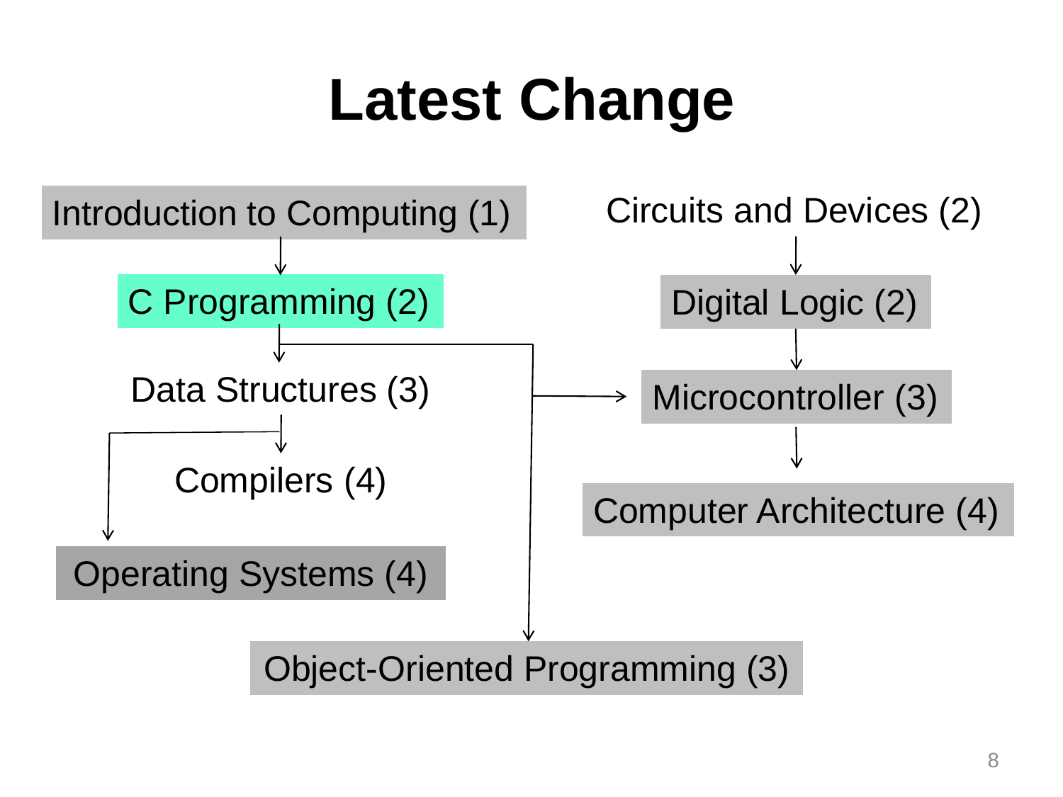# Latest Change

- Introduction to Computing (1)
- C Programming (2)
- Data Structures (3)
- Compilers (4)
- Operating Systems (4)
- Object-Oriented Programming (3)
- Circuits and Devices (2)
- Digital Logic (2)
- Microcontroller (3)
- Computer Architecture (4)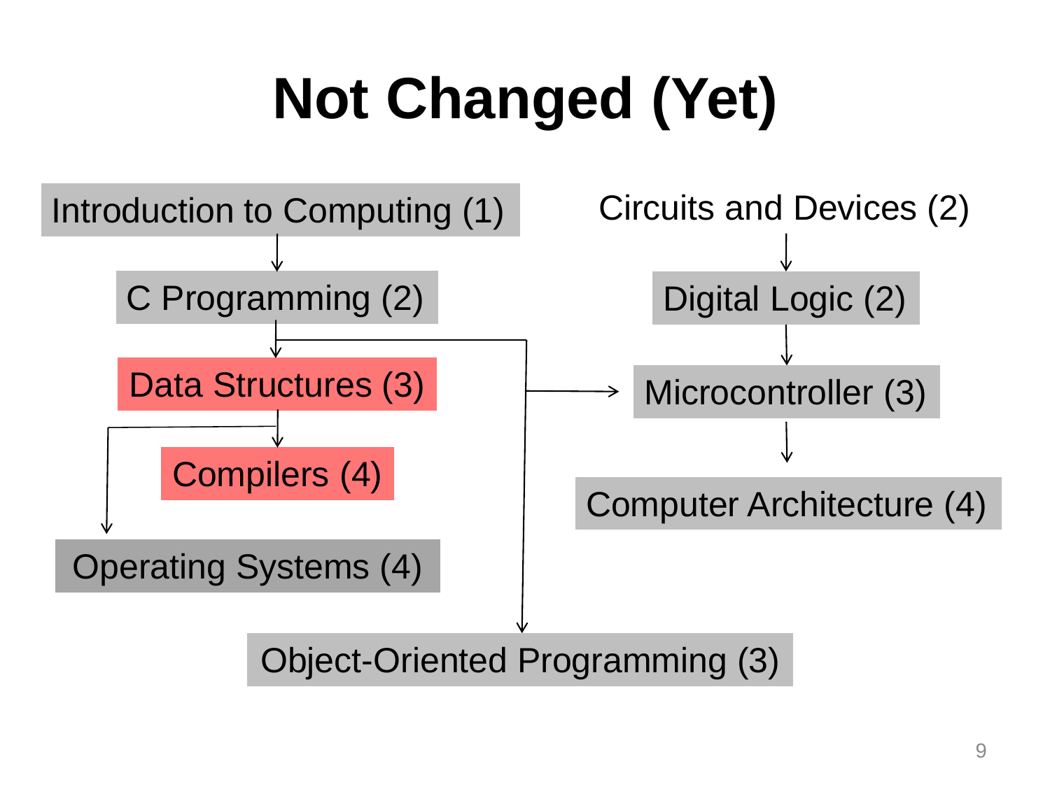# Not Changed (Yet)

Introduction to Computing (1)

C Programming (2)

Data Structures (3)

Compilers (4)

Operating Systems (4)

Object-Oriented Programming (3)

Circuits and Devices (2)

Digital Logic (2)

Microcontroller (3)

Computer Architecture (4)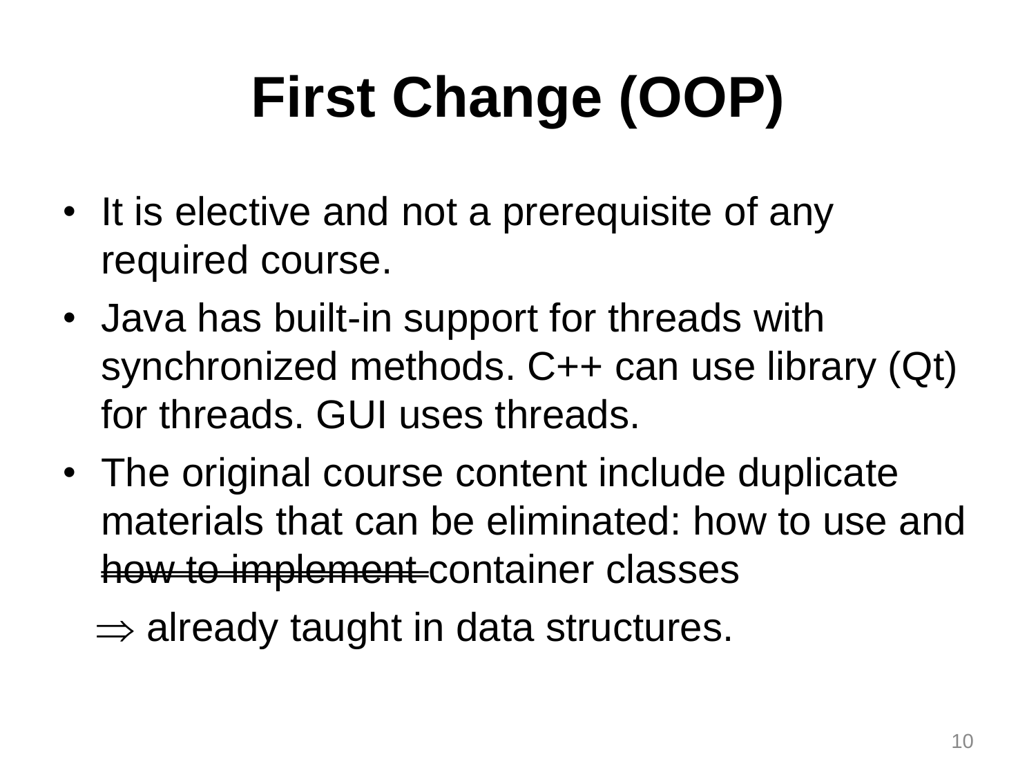# First Change (OOP)

- It is elective and not a prerequisite of any required course.
- Java has built-in support for threads with synchronized methods. C++ can use library (Qt) for threads. GUI uses threads.
- The original course content include duplicate materials that can be eliminated: how to use and ~~how to implement~~ container classes

  $\Rightarrow$ already taught in data structures.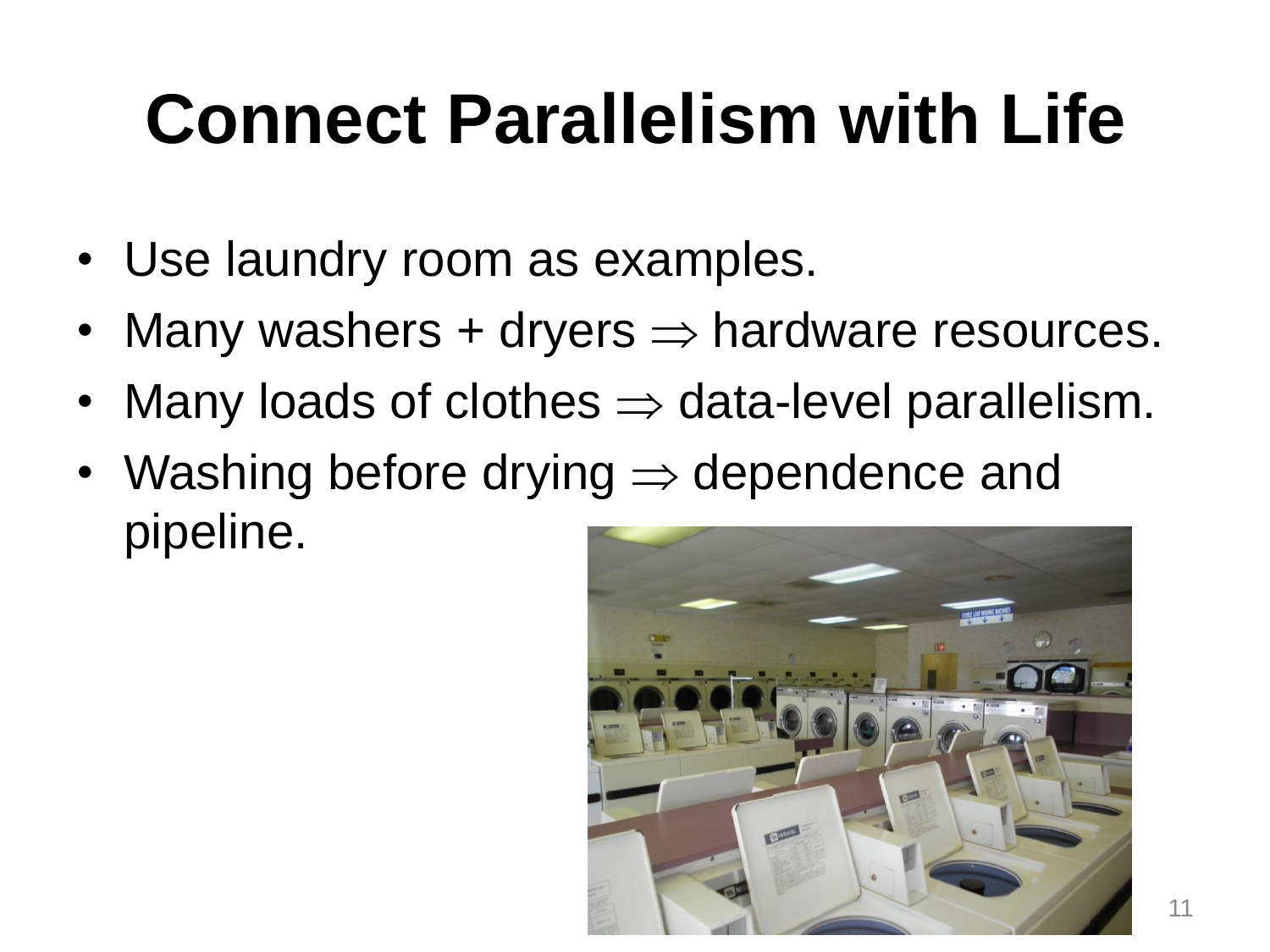# Connect Parallelism with Life

- Use laundry room as examples.
- Many washers + dryers $\Rightarrow$ hardware resources.
- Many loads of clothes $\Rightarrow$ data-level parallelism.
- Washing before drying $\Rightarrow$ dependence and pipeline.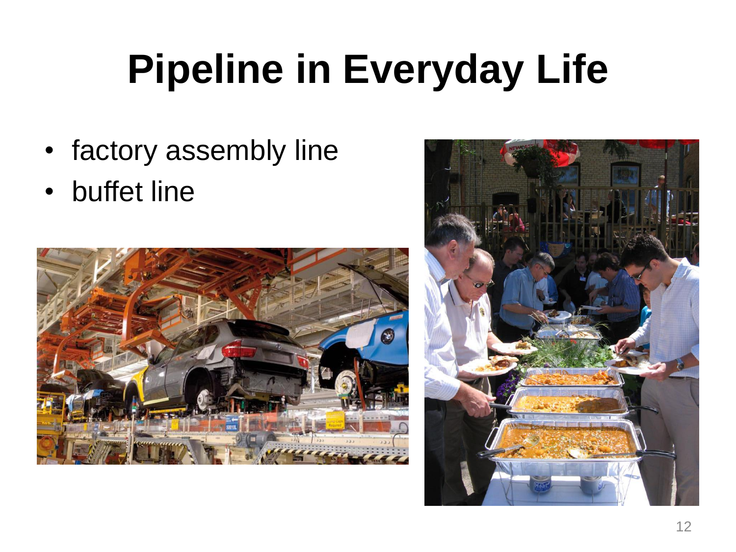# Pipeline in Everyday Life

- factory assembly line
- buffet line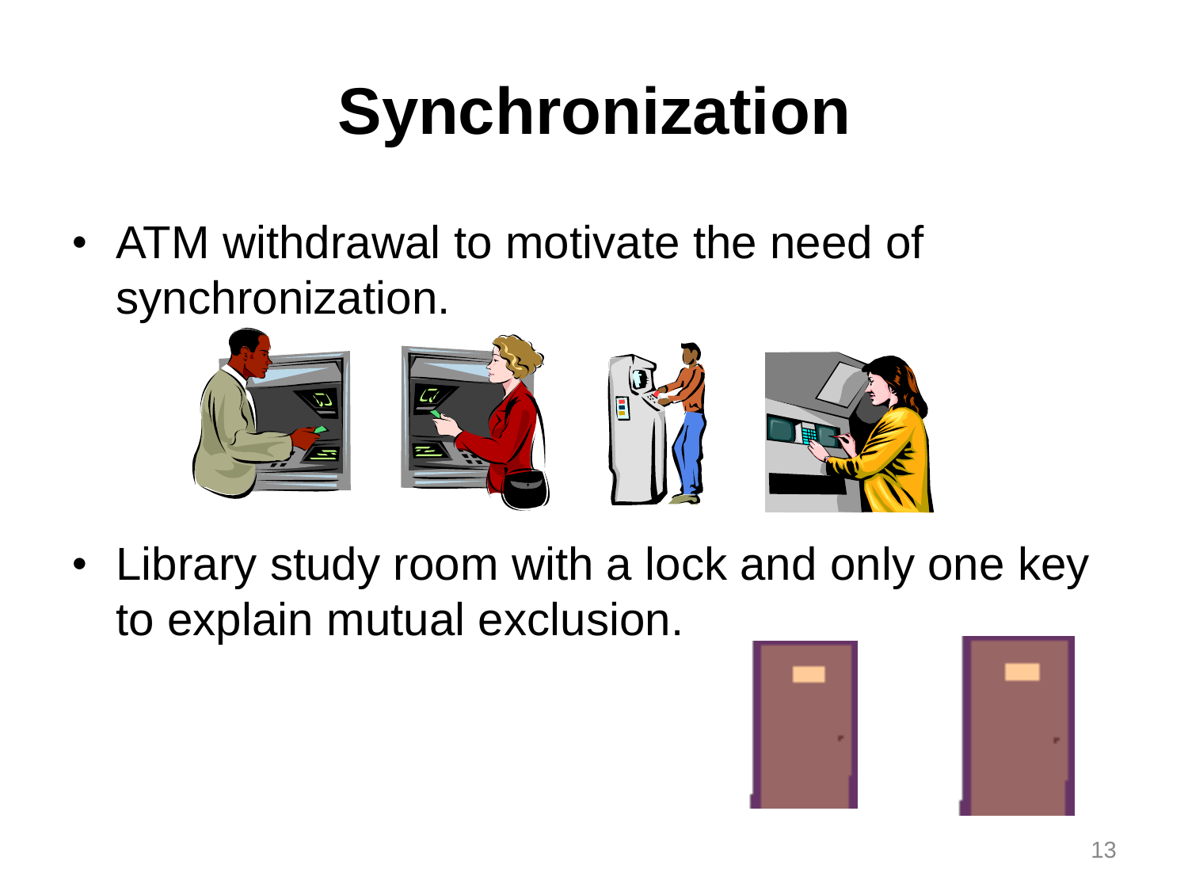# Synchronization

- ATM withdrawal to motivate the need of synchronization.
- Library study room with a lock and only one key to explain mutual exclusion.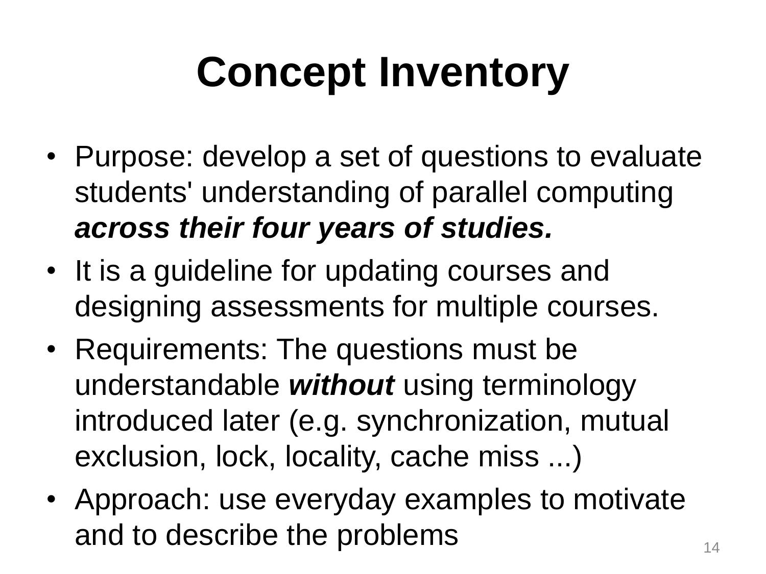# Concept Inventory

- Purpose: develop a set of questions to evaluate students' understanding of parallel computing ***across their four years of studies.***
- It is a guideline for updating courses and designing assessments for multiple courses.
- Requirements: The questions must be understandable ***without*** using terminology introduced later (e.g. synchronization, mutual exclusion, lock, locality, cache miss ...)
- Approach: use everyday examples to motivate and to describe the problems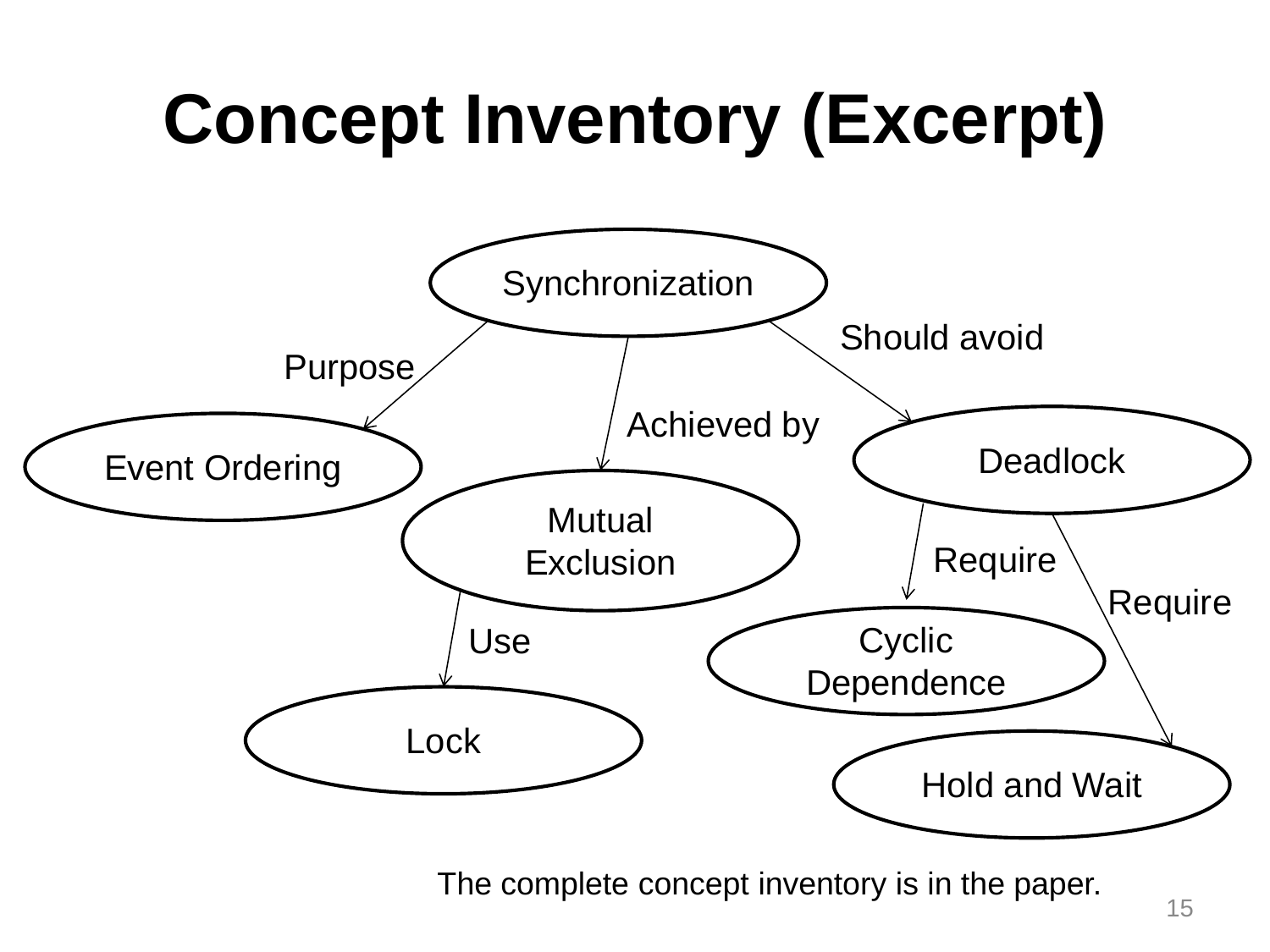# Concept Inventory (Excerpt)

- Synchronization
  - Purpose → Event Ordering
  - Achieved by → Mutual Exclusion
    - Use → Lock
  - Should avoid → Deadlock
    - Require → Cyclic Dependence
    - Require → Hold and Wait

The complete concept inventory is in the paper.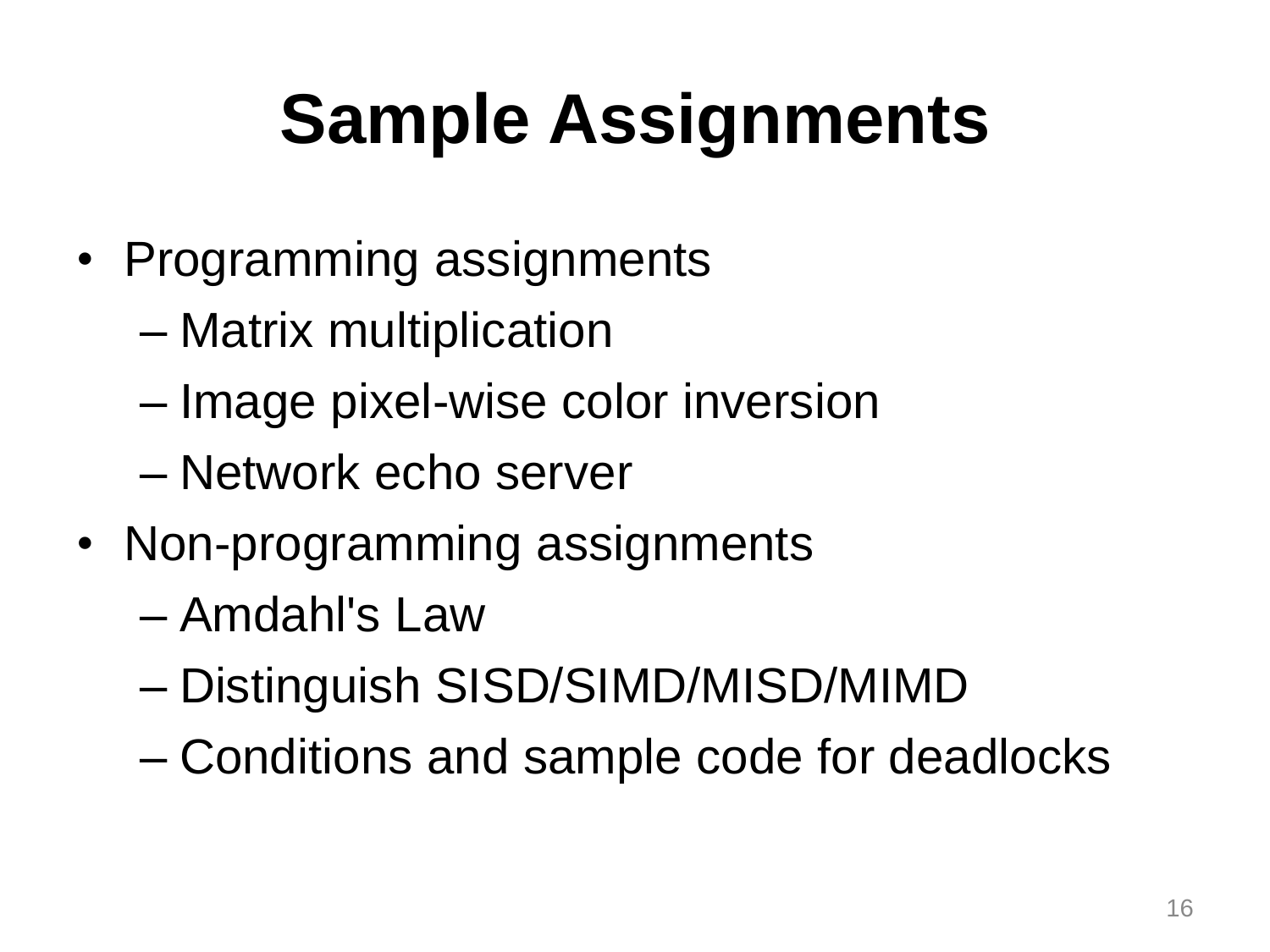# Sample Assignments

- Programming assignments
  - Matrix multiplication
  - Image pixel-wise color inversion
  - Network echo server
- Non-programming assignments
  - Amdahl's Law
  - Distinguish SISD/SIMD/MISD/MIMD
  - Conditions and sample code for deadlocks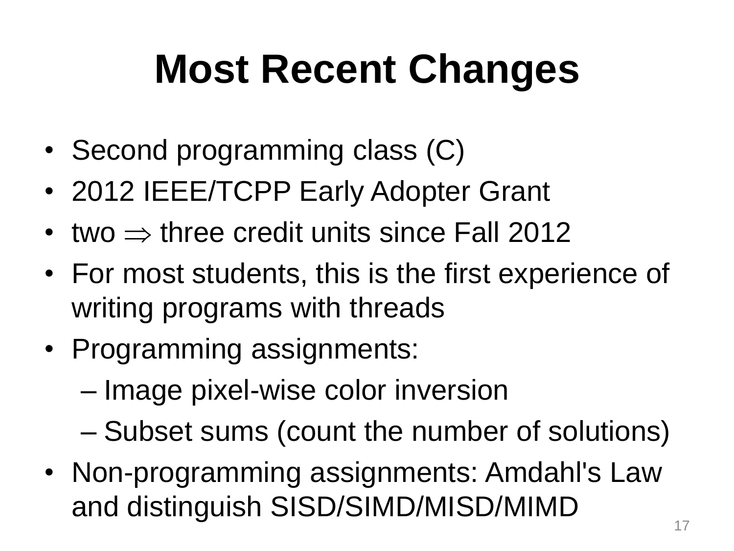# Most Recent Changes

- Second programming class (C)
- 2012 IEEE/TCPP Early Adopter Grant
- two $\Rightarrow$ three credit units since Fall 2012
- For most students, this is the first experience of writing programs with threads
- Programming assignments:
  - Image pixel-wise color inversion
  - Subset sums (count the number of solutions)
- Non-programming assignments: Amdahl's Law and distinguish SISD/SIMD/MISD/MIMD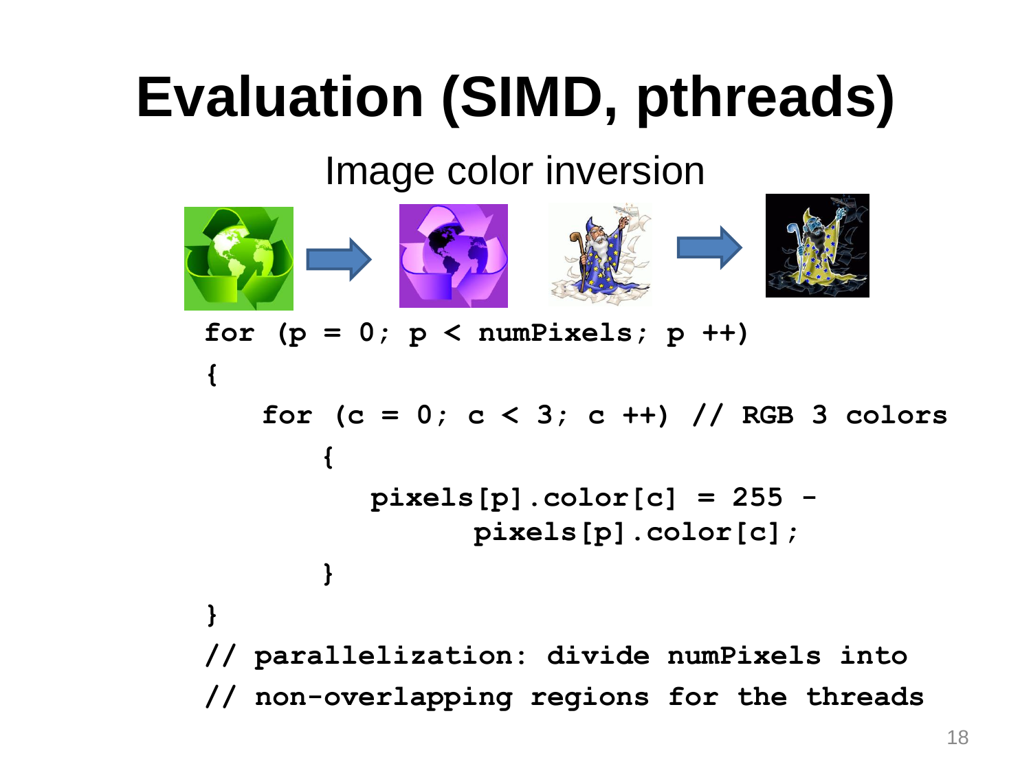# Evaluation (SIMD, pthreads)

Image color inversion

```
for (p = 0; p < numPixels; p ++)
{
    for (c = 0; c < 3; c ++) // RGB 3 colors
        {
            pixels[p].color[c] = 255 -
                  pixels[p].color[c];
        }
}
// parallelization: divide numPixels into
// non-overlapping regions for the threads
```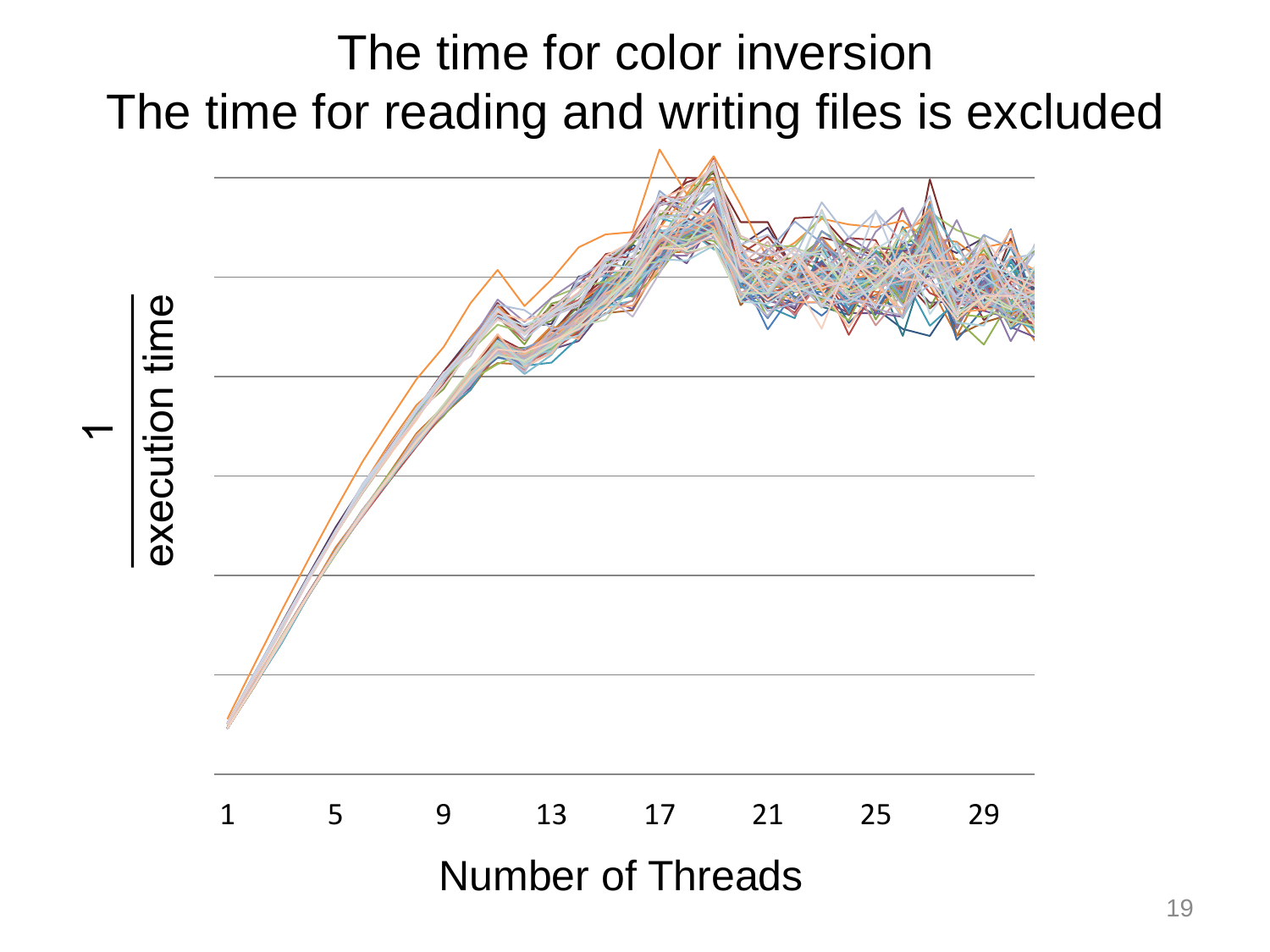# The time for color inversion
# The time for reading and writing files is excluded

$\frac{1}{\text{execution time}}$

1 5 9 13 17 21 25 29

Number of Threads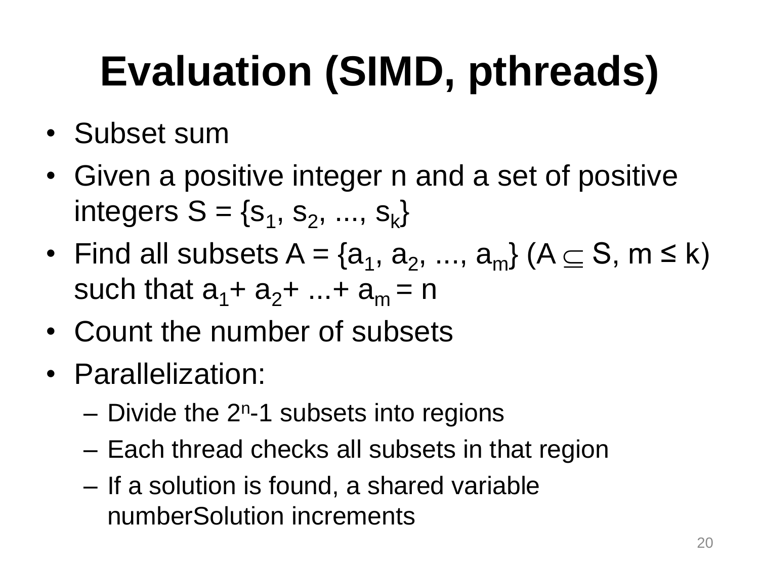# Evaluation (SIMD, pthreads)

- Subset sum
- Given a positive integer n and a set of positive integers $S = \{s_1, s_2, ..., s_k\}$
- Find all subsets $A = \{a_1, a_2, ..., a_m\}$ ($A \subseteq S$, $m \leq k$) such that $a_1 + a_2 + ... + a_m = n$
- Count the number of subsets
- Parallelization:
  - Divide the $2^n$-1 subsets into regions
  - Each thread checks all subsets in that region
  - If a solution is found, a shared variable numberSolution increments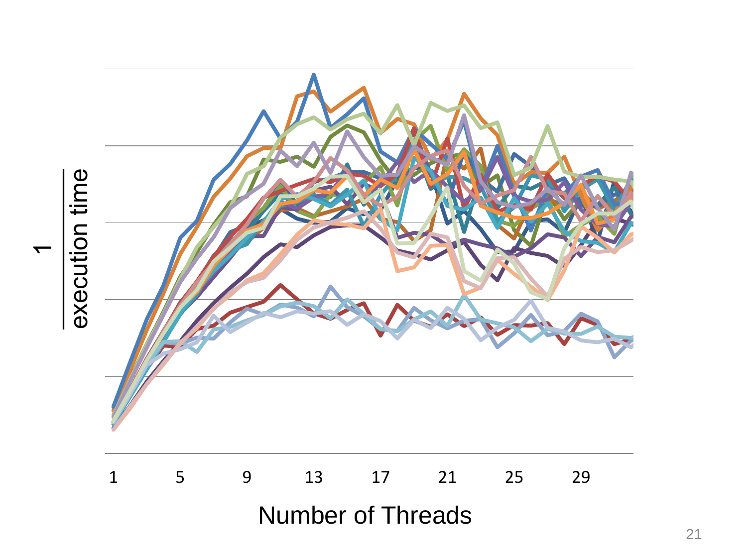$$\frac{1}{\text{execution time}}$$

1 5 9 13 17 21 25 29

Number of Threads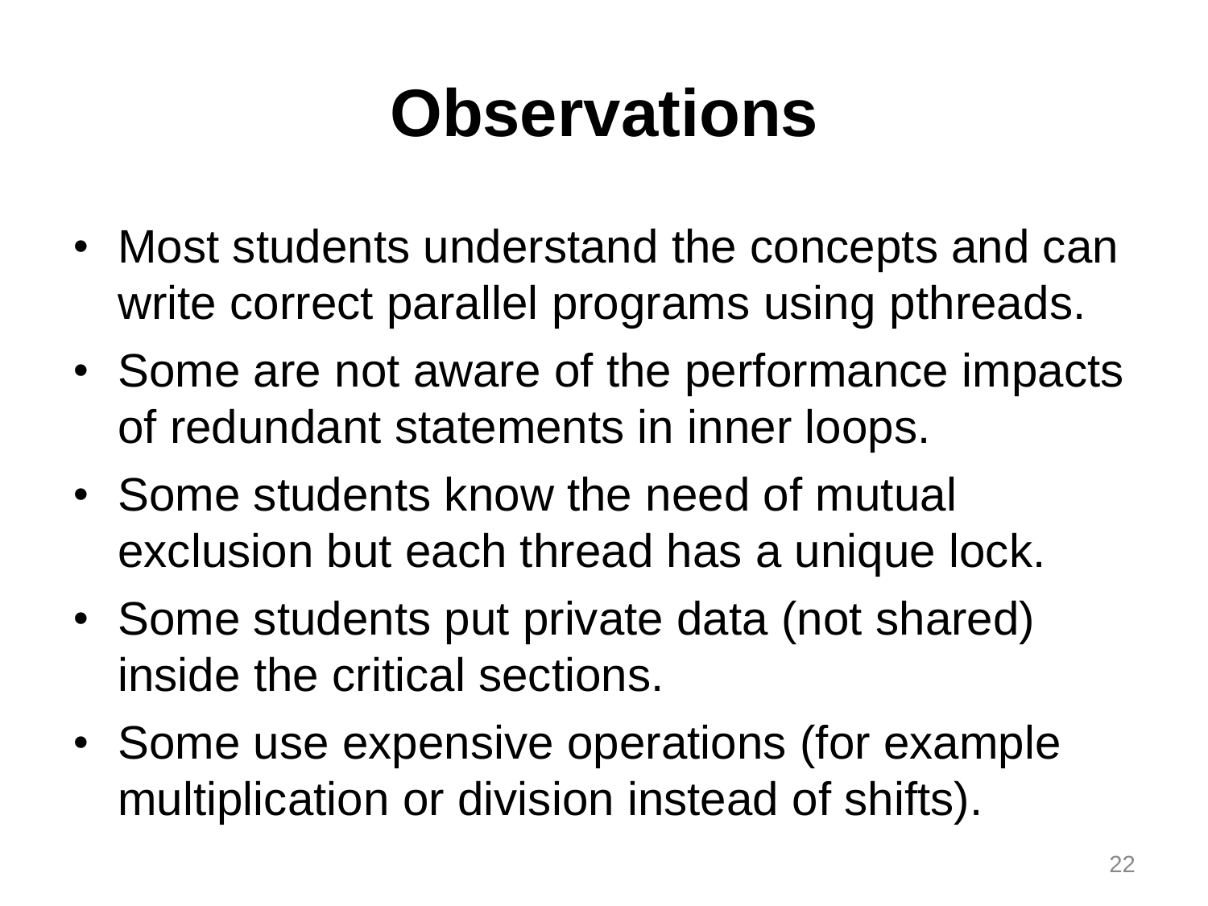# Observations

- Most students understand the concepts and can write correct parallel programs using pthreads.
- Some are not aware of the performance impacts of redundant statements in inner loops.
- Some students know the need of mutual exclusion but each thread has a unique lock.
- Some students put private data (not shared) inside the critical sections.
- Some use expensive operations (for example multiplication or division instead of shifts).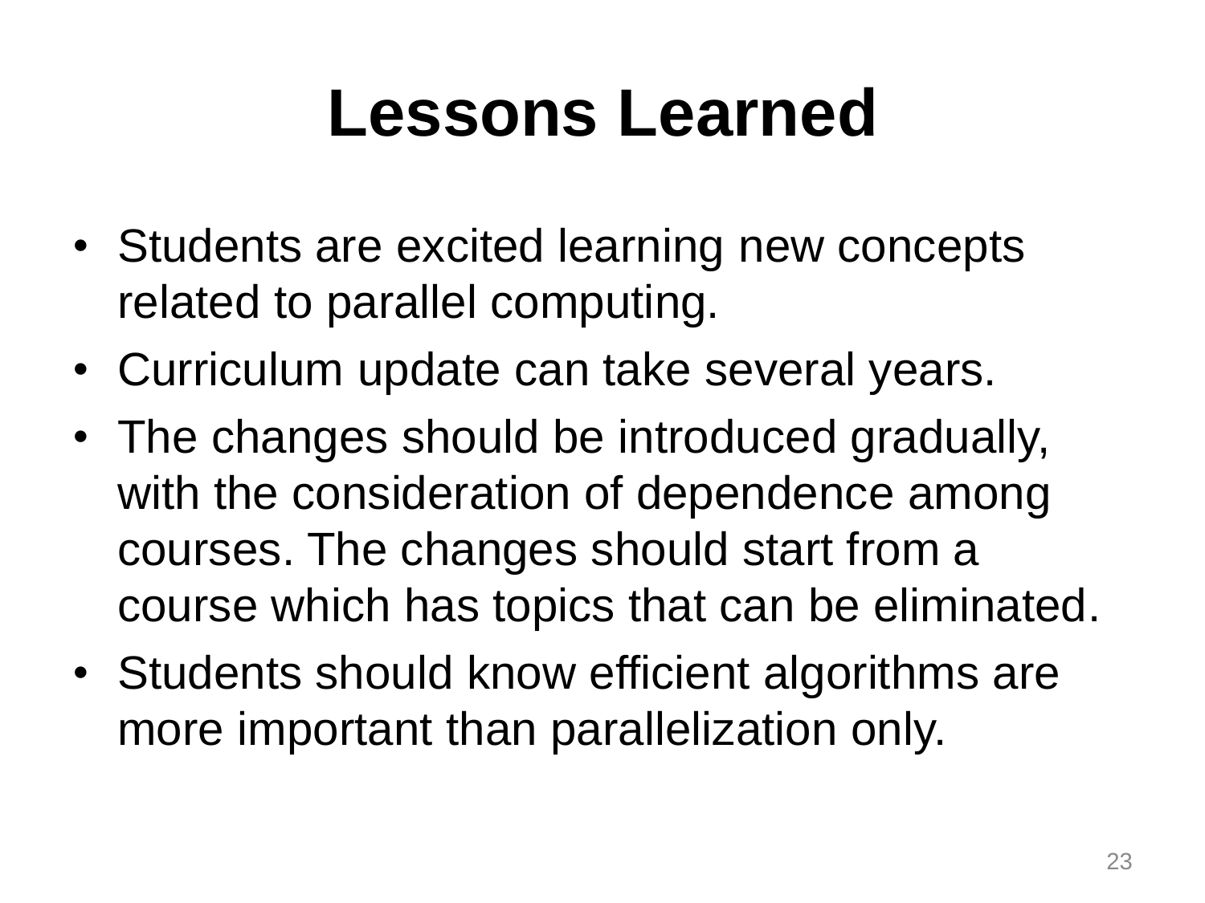# Lessons Learned

- Students are excited learning new concepts related to parallel computing.
- Curriculum update can take several years.
- The changes should be introduced gradually, with the consideration of dependence among courses. The changes should start from a course which has topics that can be eliminated.
- Students should know efficient algorithms are more important than parallelization only.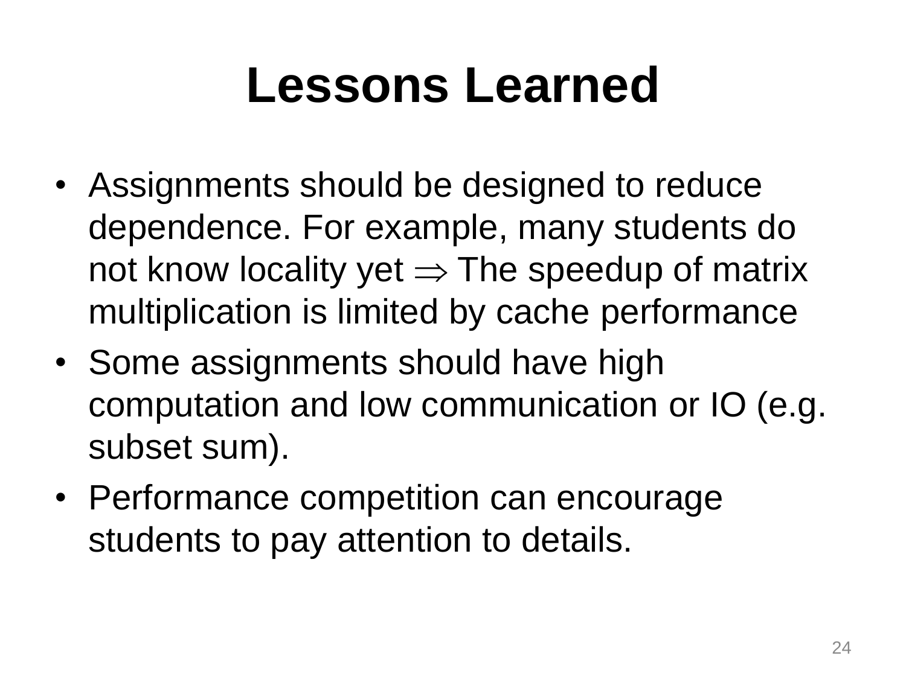# Lessons Learned

- Assignments should be designed to reduce dependence. For example, many students do not know locality yet $\Rightarrow$ The speedup of matrix multiplication is limited by cache performance
- Some assignments should have high computation and low communication or IO (e.g. subset sum).
- Performance competition can encourage students to pay attention to details.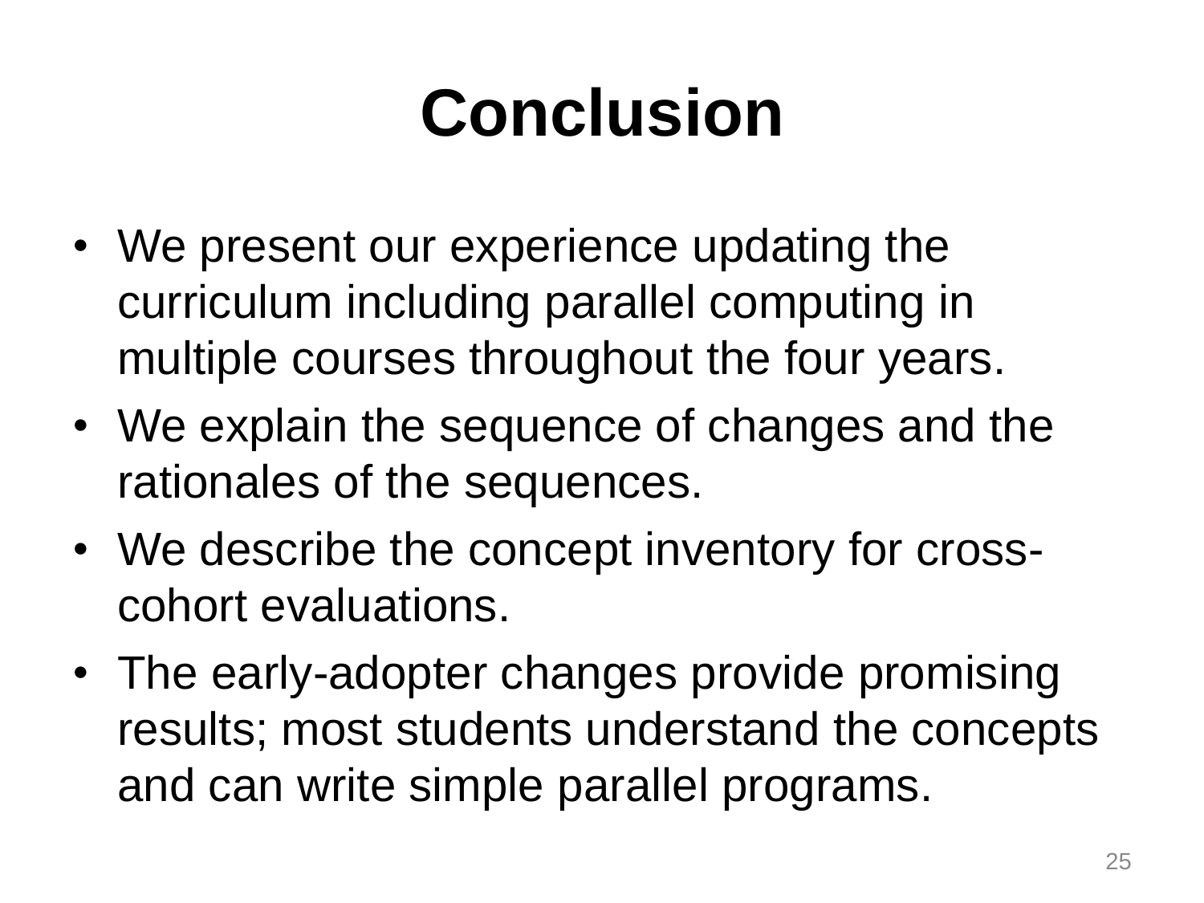# Conclusion

- We present our experience updating the curriculum including parallel computing in multiple courses throughout the four years.
- We explain the sequence of changes and the rationales of the sequences.
- We describe the concept inventory for cross-cohort evaluations.
- The early-adopter changes provide promising results; most students understand the concepts and can write simple parallel programs.